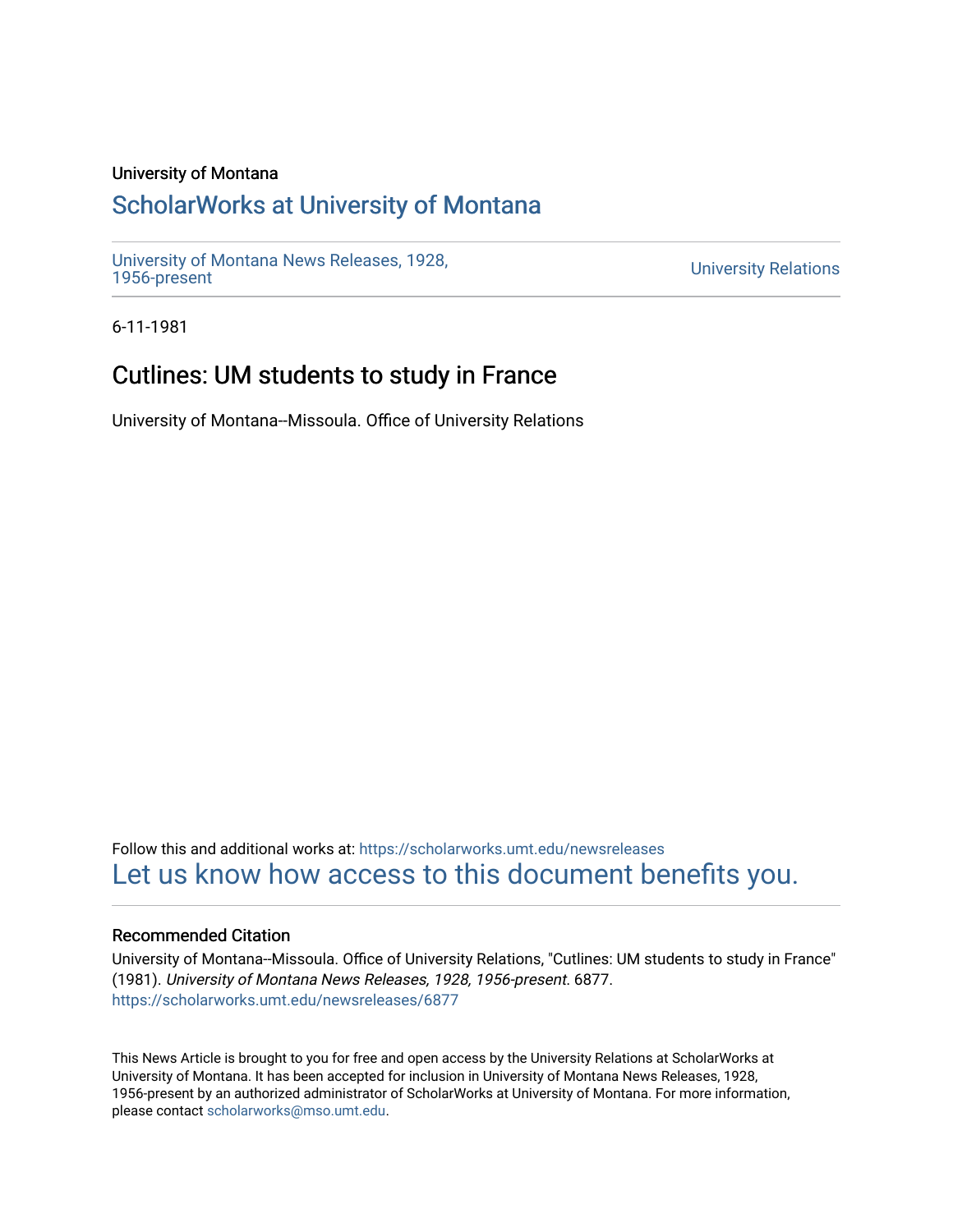University of Montana

## ScholarWorks at University of Montana

University of Montana News Releases, 1928, 1956-present

University Relations

6-11-1981

# Cutlines: UM students to study in France

University of Montana--Missoula. Office of University Relations

Follow this and additional works at: https://scholarworks.umt.edu/newsreleases

Let us know how access to this document benefits you.

### Recommended Citation

University of Montana--Missoula. Office of University Relations, "Cutlines: UM students to study in France" (1981). *University of Montana News Releases, 1928, 1956-present*. 6877.
https://scholarworks.umt.edu/newsreleases/6877

This News Article is brought to you for free and open access by the University Relations at ScholarWorks at University of Montana. It has been accepted for inclusion in University of Montana News Releases, 1928, 1956-present by an authorized administrator of ScholarWorks at University of Montana. For more information, please contact scholarworks@mso.umt.edu.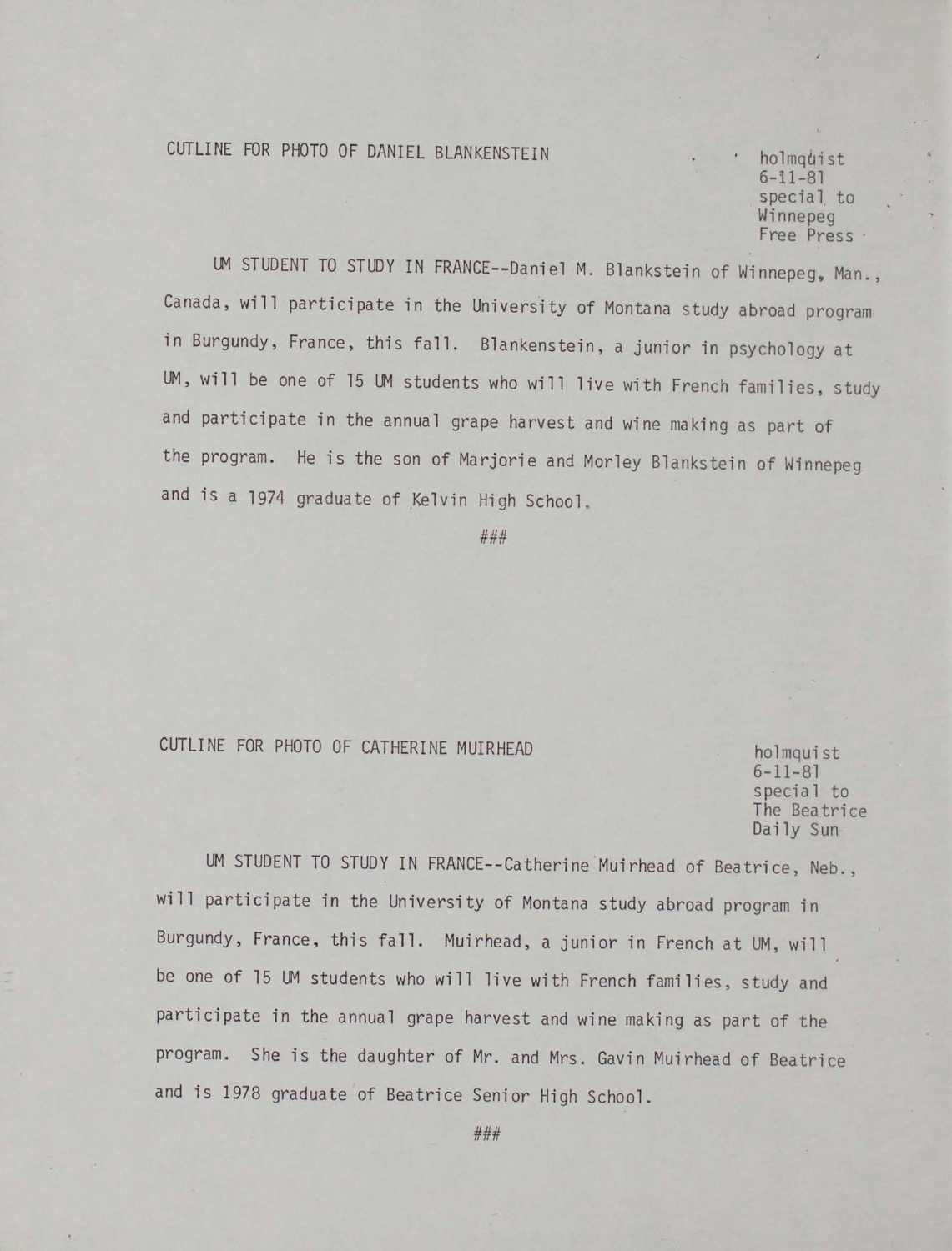CUTLINE FOR PHOTO OF DANIEL BLANKENSTEIN

holmquist
6-11-81
special to
Winnepeg
Free Press

UM STUDENT TO STUDY IN FRANCE--Daniel M. Blankstein of Winnepeg, Man., Canada, will participate in the University of Montana study abroad program in Burgundy, France, this fall. Blankenstein, a junior in psychology at UM, will be one of 15 UM students who will live with French families, study and participate in the annual grape harvest and wine making as part of the program. He is the son of Marjorie and Morley Blankstein of Winnepeg and is a 1974 graduate of Kelvin High School.

###

CUTLINE FOR PHOTO OF CATHERINE MUIRHEAD

holmquist
6-11-81
special to
The Beatrice
Daily Sun

UM STUDENT TO STUDY IN FRANCE--Catherine Muirhead of Beatrice, Neb., will participate in the University of Montana study abroad program in Burgundy, France, this fall. Muirhead, a junior in French at UM, will be one of 15 UM students who will live with French families, study and participate in the annual grape harvest and wine making as part of the program. She is the daughter of Mr. and Mrs. Gavin Muirhead of Beatrice and is 1978 graduate of Beatrice Senior High School.

###